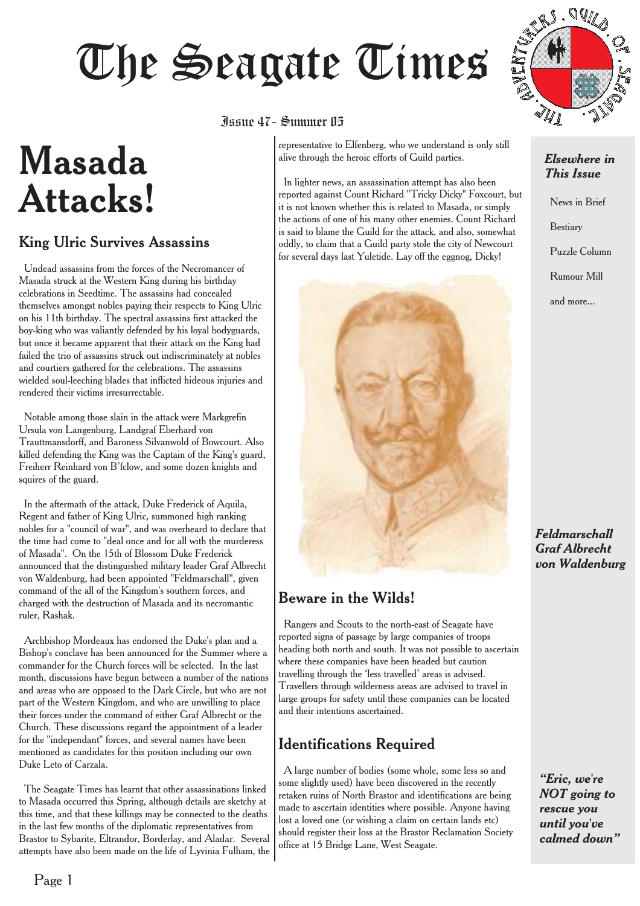# The Seagate Times

Issue 47 - Summer 05

# Masada Attacks!

## King Ulric Survives Assassins

Undead assassins from the forces of the Necromancer of Masada struck at the Western King during his birthday celebrations in Seedtime. The assassins had concealed themselves amongst nobles paying their respects to King Ulric on his 11th birthday. The spectral assassins first attacked the boy-king who was valiantly defended by his loyal bodyguards, but once it became apparent that their attack on the King had failed the trio of assassins struck out indiscriminately at nobles and courtiers gathered for the celebrations. The assassins wielded soul-leeching blades that inflicted hideous injuries and rendered their victims irresurrectable.

Notable among those slain in the attack were Markgrefin Ursula von Langenburg, Landgraf Eberhard von Trauttmansdorff, and Baroness Silvanwold of Bowcourt. Also killed defending the King was the Captain of the King's guard, Freiherr Reinhard von B'fclow, and some dozen knights and squires of the guard.

In the aftermath of the attack, Duke Frederick of Aquila, Regent and father of King Ulric, summoned high ranking nobles for a "council of war", and was overheard to declare that the time had come to "deal once and for all with the murderess of Masada". On the 15th of Blossom Duke Frederick announced that the distinguished military leader Graf Albrecht von Waldenburg, had been appointed "Feldmarschall", given command of the all of the Kingdom's southern forces, and charged with the destruction of Masada and its necromantic ruler, Rashak.

Archbishop Mordeaux has endorsed the Duke's plan and a Bishop's conclave has been announced for the Summer where a commander for the Church forces will be selected. In the last month, discussions have begun between a number of the nations and areas who are opposed to the Dark Circle, but who are not part of the Western Kingdom, and who are unwilling to place their forces under the command of either Graf Albrecht or the Church. These discussions regard the appointment of a leader for the "independant" forces, and several names have been mentioned as candidates for this position including our own Duke Leto of Carzala.

The Seagate Times has learnt that other assassinations linked to Masada occurred this Spring, although details are sketchy at this time, and that these killings may be connected to the deaths in the last few months of the diplomatic representatives from Brastor to Sybarite, Eltrandor, Borderlay, and Aladar. Several attempts have also been made on the life of Lyvinia Fulham, the representative to Elfenberg, who we understand is only still alive through the heroic efforts of Guild parties.

In lighter news, an assassination attempt has also been reported against Count Richard "Tricky Dicky" Foxcourt, but it is not known whether this is related to Masada, or simply the actions of one of his many other enemies. Count Richard is said to blame the Guild for the attack, and also, somewhat oddly, to claim that a Guild party stole the city of Newcourt for several days last Yuletide. Lay off the eggnog, Dicky!

***Feldmarschall Graf Albrecht von Waldenburg***

## Beware in the Wilds!

Rangers and Scouts to the north-east of Seagate have reported signs of passage by large companies of troops heading both north and south. It was not possible to ascertain where these companies have been headed but caution travelling through the 'less travelled' areas is advised. Travellers through wilderness areas are advised to travel in large groups for safety until these companies can be located and their intentions ascertained.

## Identifications Required

A large number of bodies (some whole, some less so and some slightly used) have been discovered in the recently retaken ruins of North Brastor and identifications are being made to ascertain identities where possible. Anyone having lost a loved one (or wishing a claim on certain lands etc) should register their loss at the Brastor Reclamation Society office at 15 Bridge Lane, West Seagate.

***Elsewhere in This Issue***

- News in Brief
- Bestiary
- Puzzle Column
- Rumour Mill
- and more...

***"Eric, we're NOT going to rescue you until you've calmed down"***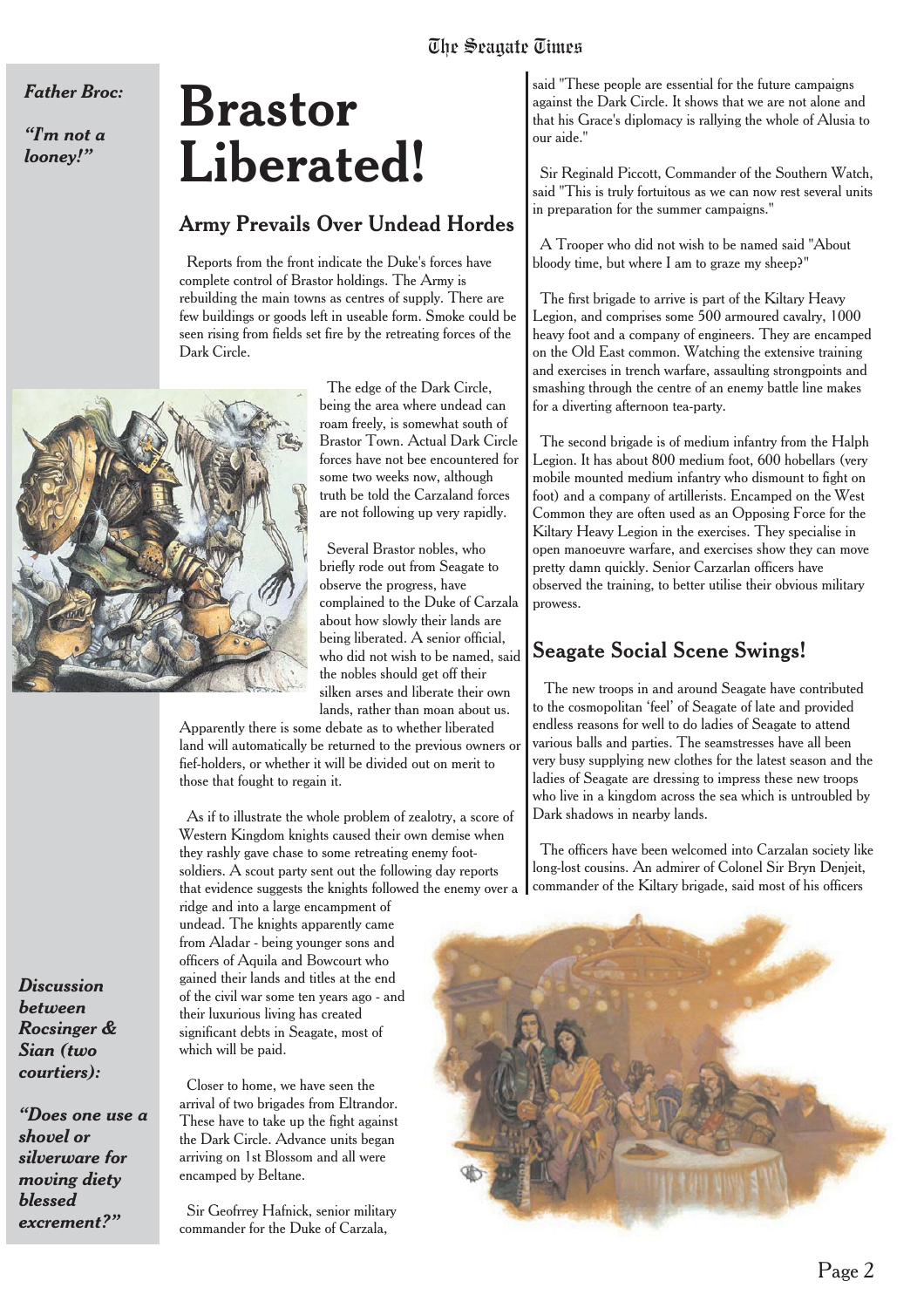*Father Broc:*

*"I'm not a looney!"*

# Brastor Liberated!

## Army Prevails Over Undead Hordes

Reports from the front indicate the Duke's forces have complete control of Brastor holdings. The Army is rebuilding the main towns as centres of supply. There are few buildings or goods left in useable form. Smoke could be seen rising from fields set fire by the retreating forces of the Dark Circle.

The edge of the Dark Circle, being the area where undead can roam freely, is somewhat south of Brastor Town. Actual Dark Circle forces have not bee encountered for some two weeks now, although truth be told the Carzaland forces are not following up very rapidly.

Several Brastor nobles, who briefly rode out from Seagate to observe the progress, have complained to the Duke of Carzala about how slowly their lands are being liberated. A senior official, who did not wish to be named, said the nobles should get off their silken arses and liberate their own lands, rather than moan about us. Apparently there is some debate as to whether liberated land will automatically be returned to the previous owners or fief-holders, or whether it will be divided out on merit to those that fought to regain it.

As if to illustrate the whole problem of zealotry, a score of Western Kingdom knights caused their own demise when they rashly gave chase to some retreating enemy foot-soldiers. A scout party sent out the following day reports that evidence suggests the knights followed the enemy over a ridge and into a large encampment of undead. The knights apparently came from Aladar - being younger sons and officers of Aquila and Bowcourt who gained their lands and titles at the end of the civil war some ten years ago - and their luxurious living has created significant debts in Seagate, most of which will be paid.

Closer to home, we have seen the arrival of two brigades from Eltrandor. These have to take up the fight against the Dark Circle. Advance units began arriving on 1st Blossom and all were encamped by Beltane.

Sir Geofrrey Hafnick, senior military commander for the Duke of Carzala, said "These people are essential for the future campaigns against the Dark Circle. It shows that we are not alone and that his Grace's diplomacy is rallying the whole of Alusia to our aide."

Sir Reginald Piccott, Commander of the Southern Watch, said "This is truly fortuitous as we can now rest several units in preparation for the summer campaigns."

A Trooper who did not wish to be named said "About bloody time, but where I am to graze my sheep?"

The first brigade to arrive is part of the Kiltary Heavy Legion, and comprises some 500 armoured cavalry, 1000 heavy foot and a company of engineers. They are encamped on the Old East common. Watching the extensive training and exercises in trench warfare, assaulting strongpoints and smashing through the centre of an enemy battle line makes for a diverting afternoon tea-party.

The second brigade is of medium infantry from the Halph Legion. It has about 800 medium foot, 600 hobellars (very mobile mounted medium infantry who dismount to fight on foot) and a company of artillerists. Encamped on the West Common they are often used as an Opposing Force for the Kiltary Heavy Legion in the exercises. They specialise in open manoeuvre warfare, and exercises show they can move pretty damn quickly. Senior Carzarlan officers have observed the training, to better utilise their obvious military prowess.

*Discussion between Rocsinger & Sian (two courtiers):*

*"Does one use a shovel or silverware for moving diety blessed excrement?"*

## Seagate Social Scene Swings!

The new troops in and around Seagate have contributed to the cosmopolitan 'feel' of Seagate of late and provided endless reasons for well to do ladies of Seagate to attend various balls and parties. The seamstresses have all been very busy supplying new clothes for the latest season and the ladies of Seagate are dressing to impress these new troops who live in a kingdom across the sea which is untroubled by Dark shadows in nearby lands.

The officers have been welcomed into Carzalan society like long-lost cousins. An admirer of Colonel Sir Bryn Denjeit, commander of the Kiltary brigade, said most of his officers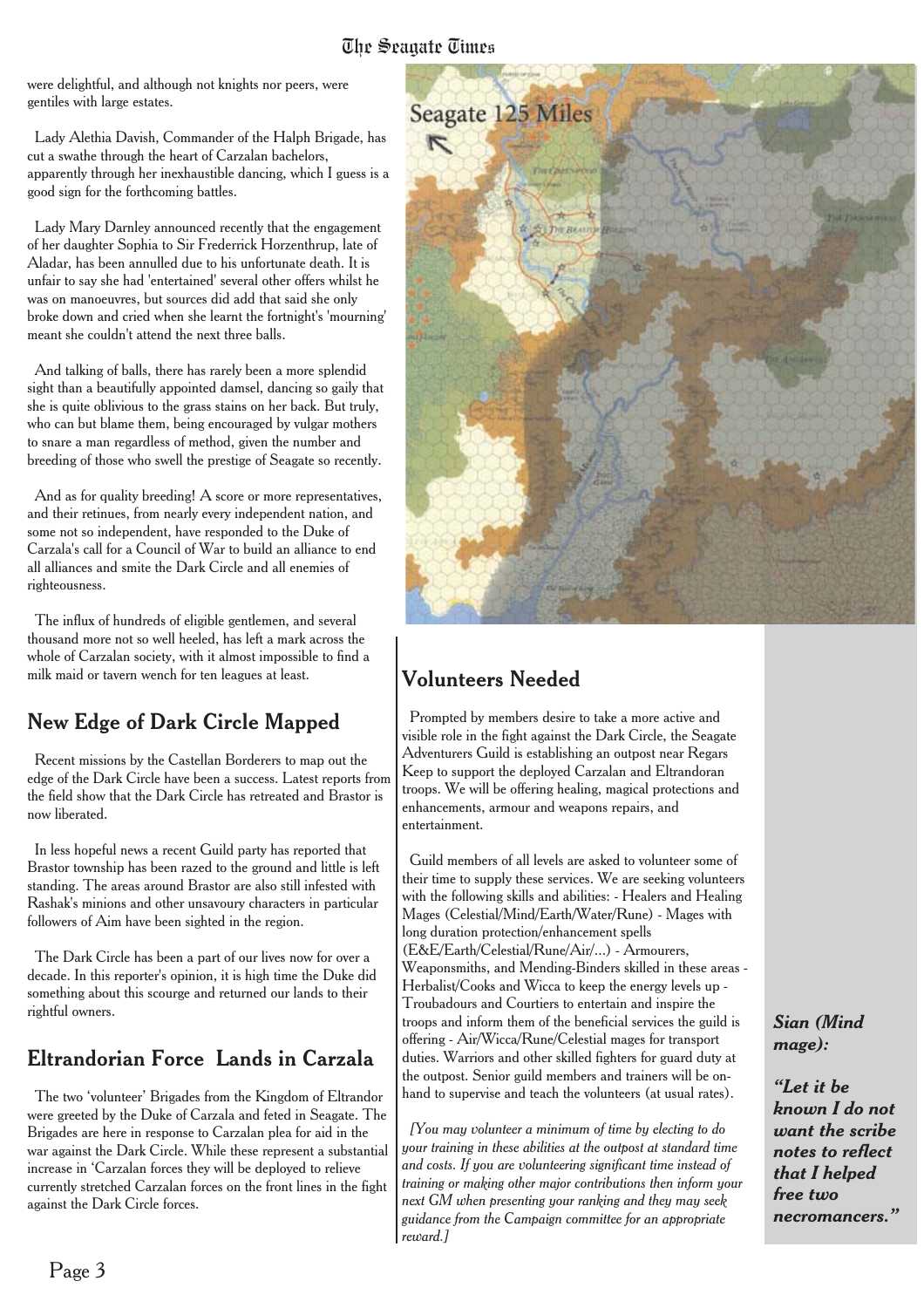were delightful, and although not knights nor peers, were gentiles with large estates.

Lady Alethia Davish, Commander of the Halph Brigade, has cut a swathe through the heart of Carzalan bachelors, apparently through her inexhaustible dancing, which I guess is a good sign for the forthcoming battles.

Lady Mary Darnley announced recently that the engagement of her daughter Sophia to Sir Frederrick Horzenthrup, late of Aladar, has been annulled due to his unfortunate death. It is unfair to say she had 'entertained' several other offers whilst he was on manoeuvres, but sources did add that said she only broke down and cried when she learnt the fortnight's 'mourning' meant she couldn't attend the next three balls.

And talking of balls, there has rarely been a more splendid sight than a beautifully appointed damsel, dancing so gaily that she is quite oblivious to the grass stains on her back. But truly, who can but blame them, being encouraged by vulgar mothers to snare a man regardless of method, given the number and breeding of those who swell the prestige of Seagate so recently.

And as for quality breeding! A score or more representatives, and their retinues, from nearly every independent nation, and some not so independent, have responded to the Duke of Carzala's call for a Council of War to build an alliance to end all alliances and smite the Dark Circle and all enemies of righteousness.

The influx of hundreds of eligible gentlemen, and several thousand more not so well heeled, has left a mark across the whole of Carzalan society, with it almost impossible to find a milk maid or tavern wench for ten leagues at least.

## New Edge of Dark Circle Mapped

Recent missions by the Castellan Borderers to map out the edge of the Dark Circle have been a success. Latest reports from the field show that the Dark Circle has retreated and Brastor is now liberated.

In less hopeful news a recent Guild party has reported that Brastor township has been razed to the ground and little is left standing. The areas around Brastor are also still infested with Rashak's minions and other unsavoury characters in particular followers of Aim have been sighted in the region.

The Dark Circle has been a part of our lives now for over a decade. In this reporter's opinion, it is high time the Duke did something about this scourge and returned our lands to their rightful owners.

## Eltrandorian Force Lands in Carzala

The two 'volunteer' Brigades from the Kingdom of Eltrandor were greeted by the Duke of Carzala and feted in Seagate. The Brigades are here in response to Carzalan plea for aid in the war against the Dark Circle. While these represent a substantial increase in 'Carzalan forces they will be deployed to relieve currently stretched Carzalan forces on the front lines in the fight against the Dark Circle forces.

Seagate 125 Miles

## Volunteers Needed

Prompted by members desire to take a more active and visible role in the fight against the Dark Circle, the Seagate Adventurers Guild is establishing an outpost near Regars Keep to support the deployed Carzalan and Eltrandoran troops. We will be offering healing, magical protections and enhancements, armour and weapons repairs, and entertainment.

Guild members of all levels are asked to volunteer some of their time to supply these services. We are seeking volunteers with the following skills and abilities: - Healers and Healing Mages (Celestial/Mind/Earth/Water/Rune) - Mages with long duration protection/enhancement spells (E&E/Earth/Celestial/Rune/Air/...) - Armourers, Weaponsmiths, and Mending-Binders skilled in these areas - Herbalist/Cooks and Wicca to keep the energy levels up - Troubadours and Courtiers to entertain and inspire the troops and inform them of the beneficial services the guild is offering - Air/Wicca/Rune/Celestial mages for transport duties. Warriors and other skilled fighters for guard duty at the outpost. Senior guild members and trainers will be on-hand to supervise and teach the volunteers (at usual rates).

*[You may volunteer a minimum of time by electing to do your training in these abilities at the outpost at standard time and costs. If you are volunteering significant time instead of training or making other major contributions then inform your next GM when presenting your ranking and they may seek guidance from the Campaign committee for an appropriate reward.]*

***Sian (Mind mage):***

***"Let it be known I do not want the scribe notes to reflect that I helped free two necromancers."***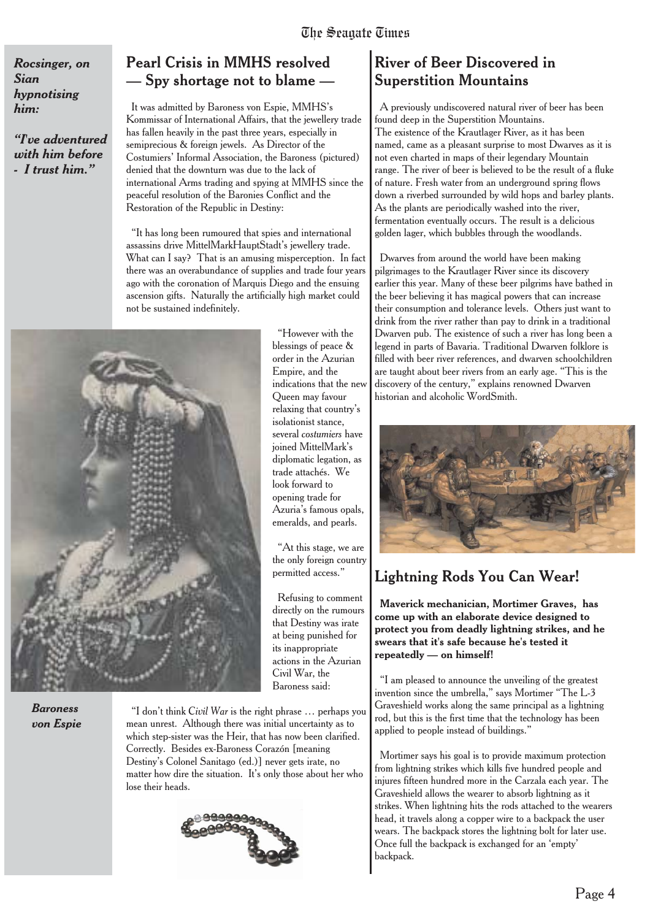***Rocsinger, on Sian hypnotising him:***

***"I've adventured with him before - I trust him."***

## Pearl Crisis in MMHS resolved — Spy shortage not to blame —

It was admitted by Baroness von Espie, MMHS's Kommissar of International Affairs, that the jewellery trade has fallen heavily in the past three years, especially in semiprecious & foreign jewels. As Director of the Costumiers' Informal Association, the Baroness (pictured) denied that the downturn was due to the lack of international Arms trading and spying at MMHS since the peaceful resolution of the Baronies Conflict and the Restoration of the Republic in Destiny:

"It has long been rumoured that spies and international assassins drive MittelMarkHauptStadt's jewellery trade. What can I say? That is an amusing misperception. In fact there was an overabundance of supplies and trade four years ago with the coronation of Marquis Diego and the ensuing ascension gifts. Naturally the artificially high market could not be sustained indefinitely.

"However with the blessings of peace & order in the Azurian Empire, and the indications that the new Queen may favour relaxing that country's isolationist stance, several *costumiers* have joined MittelMark's diplomatic legation, as trade attachés. We look forward to opening trade for Azuria's famous opals, emeralds, and pearls.

"At this stage, we are the only foreign country permitted access."

***Baroness von Espie***

Refusing to comment directly on the rumours that Destiny was irate at being punished for its inappropriate actions in the Azurian Civil War, the Baroness said:

"I don't think *Civil War* is the right phrase … perhaps you mean unrest. Although there was initial uncertainty as to which step-sister was the Heir, that has now been clarified. Correctly. Besides ex-Baroness Corazón [meaning Destiny's Colonel Sanitago (ed.)] never gets irate, no matter how dire the situation. It's only those about her who lose their heads.

## River of Beer Discovered in Superstition Mountains

A previously undiscovered natural river of beer has been found deep in the Superstition Mountains.
The existence of the Krautlager River, as it has been named, came as a pleasant surprise to most Dwarves as it is not even charted in maps of their legendary Mountain range. The river of beer is believed to be the result of a fluke of nature. Fresh water from an underground spring flows down a riverbed surrounded by wild hops and barley plants. As the plants are periodically washed into the river, fermentation eventually occurs. The result is a delicious golden lager, which bubbles through the woodlands.

Dwarves from around the world have been making pilgrimages to the Krautlager River since its discovery earlier this year. Many of these beer pilgrims have bathed in the beer believing it has magical powers that can increase their consumption and tolerance levels. Others just want to drink from the river rather than pay to drink in a traditional Dwarven pub. The existence of such a river has long been a legend in parts of Bavaria. Traditional Dwarven folklore is filled with beer river references, and dwarven schoolchildren are taught about beer rivers from an early age. "This is the discovery of the century," explains renowned Dwarven historian and alcoholic WordSmith.

## Lightning Rods You Can Wear!

**Maverick mechanician, Mortimer Graves, has come up with an elaborate device designed to protect you from deadly lightning strikes, and he swears that it's safe because he's tested it repeatedly — on himself!**

"I am pleased to announce the unveiling of the greatest invention since the umbrella," says Mortimer "The L-3 Graveshield works along the same principal as a lightning rod, but this is the first time that the technology has been applied to people instead of buildings."

Mortimer says his goal is to provide maximum protection from lightning strikes which kills five hundred people and injures fifteen hundred more in the Carzala each year. The Graveshield allows the wearer to absorb lightning as it strikes. When lightning hits the rods attached to the wearers head, it travels along a copper wire to a backpack the user wears. The backpack stores the lightning bolt for later use. Once full the backpack is exchanged for an 'empty' backpack.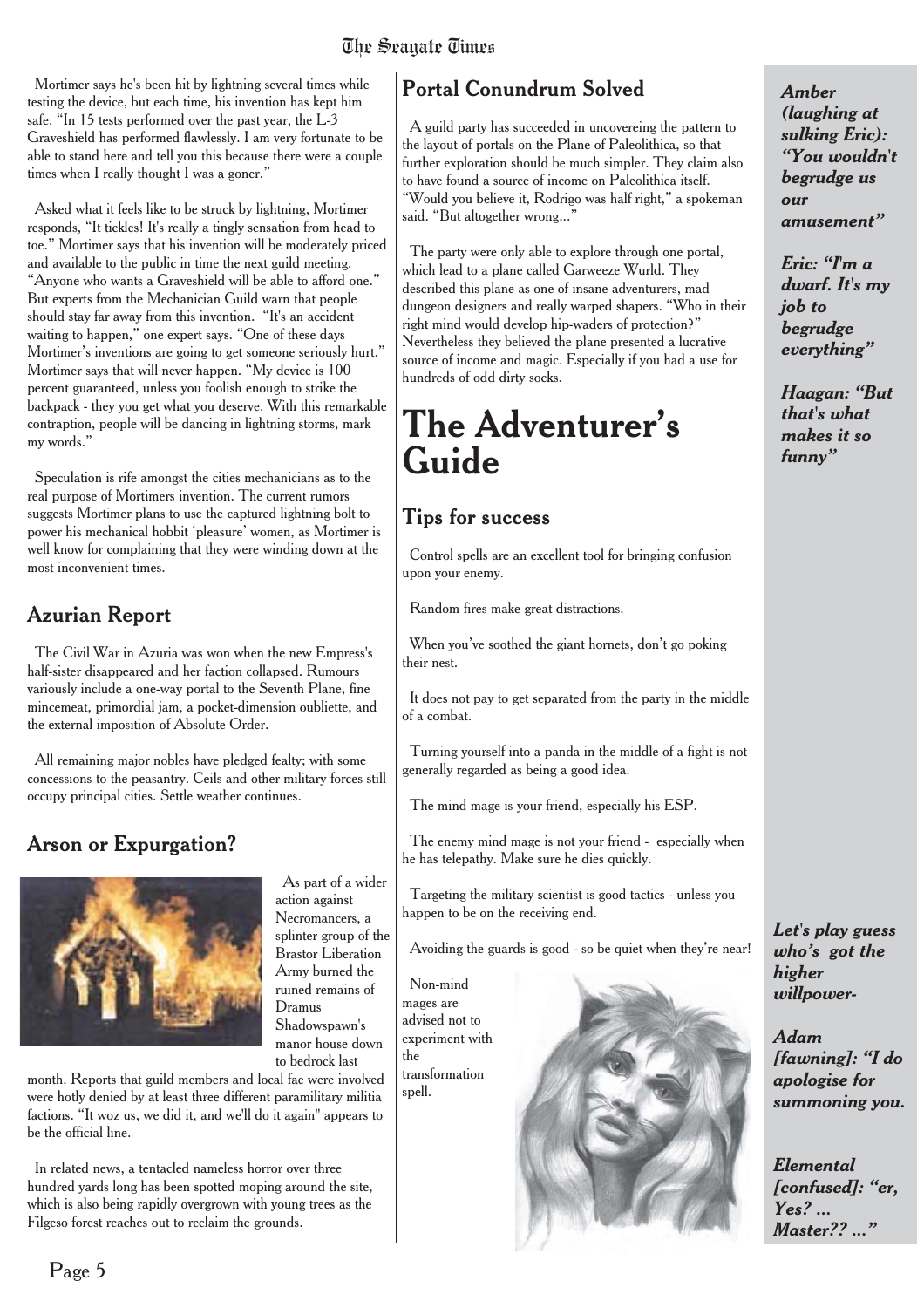Mortimer says he's been hit by lightning several times while testing the device, but each time, his invention has kept him safe. "In 15 tests performed over the past year, the L-3 Graveshield has performed flawlessly. I am very fortunate to be able to stand here and tell you this because there were a couple times when I really thought I was a goner."

Asked what it feels like to be struck by lightning, Mortimer responds, "It tickles! It's really a tingly sensation from head to toe." Mortimer says that his invention will be moderately priced and available to the public in time the next guild meeting. "Anyone who wants a Graveshield will be able to afford one." But experts from the Mechanician Guild warn that people should stay far away from this invention. "It's an accident waiting to happen," one expert says. "One of these days Mortimer's inventions are going to get someone seriously hurt." Mortimer says that will never happen. "My device is 100 percent guaranteed, unless you foolish enough to strike the backpack - they you get what you deserve. With this remarkable contraption, people will be dancing in lightning storms, mark my words."

Speculation is rife amongst the cities mechanicians as to the real purpose of Mortimers invention. The current rumors suggests Mortimer plans to use the captured lightning bolt to power his mechanical hobbit 'pleasure' women, as Mortimer is well know for complaining that they were winding down at the most inconvenient times.

## Azurian Report

The Civil War in Azuria was won when the new Empress's half-sister disappeared and her faction collapsed. Rumours variously include a one-way portal to the Seventh Plane, fine mincemeat, primordial jam, a pocket-dimension oubliette, and the external imposition of Absolute Order.

All remaining major nobles have pledged fealty; with some concessions to the peasantry. Ceils and other military forces still occupy principal cities. Settle weather continues.

## Arson or Expurgation?

As part of a wider action against Necromancers, a splinter group of the Brastor Liberation Army burned the ruined remains of Dramus Shadowspawn's manor house down to bedrock last month. Reports that guild members and local fae were involved were hotly denied by at least three different paramilitary militia factions. "It woz us, we did it, and we'll do it again" appears to be the official line.

In related news, a tentacled nameless horror over three hundred yards long has been spotted moping around the site, which is also being rapidly overgrown with young trees as the Filgeso forest reaches out to reclaim the grounds.

## Portal Conundrum Solved

A guild party has succeeded in uncovereing the pattern to the layout of portals on the Plane of Paleolithica, so that further exploration should be much simpler. They claim also to have found a source of income on Paleolithica itself. "Would you believe it, Rodrigo was half right," a spokeman said. "But altogether wrong..."

The party were only able to explore through one portal, which lead to a plane called Garweeze Wurld. They described this plane as one of insane adventurers, mad dungeon designers and really warped shapers. "Who in their right mind would develop hip-waders of protection?" Nevertheless they believed the plane presented a lucrative source of income and magic. Especially if you had a use for hundreds of odd dirty socks.

# The Adventurer's Guide

## Tips for success

Control spells are an excellent tool for bringing confusion upon your enemy.

Random fires make great distractions.

When you've soothed the giant hornets, don't go poking their nest.

It does not pay to get separated from the party in the middle of a combat.

Turning yourself into a panda in the middle of a fight is not generally regarded as being a good idea.

The mind mage is your friend, especially his ESP.

The enemy mind mage is not your friend - especially when he has telepathy. Make sure he dies quickly.

Targeting the military scientist is good tactics - unless you happen to be on the receiving end.

Avoiding the guards is good - so be quiet when they're near!

Non-mind mages are advised not to experiment with the transformation spell.

***Amber (laughing at sulking Eric): "You wouldn't begrudge us our amusement"***

***Eric: "I'm a dwarf. It's my job to begrudge everything"***

***Haagan: "But that's what makes it so funny"***

***Let's play guess who's got the higher willpower-***

***Adam [fawning]: "I do apologise for summoning you.***

***Elemental [confused]: "er, Yes? ... Master?? ..."***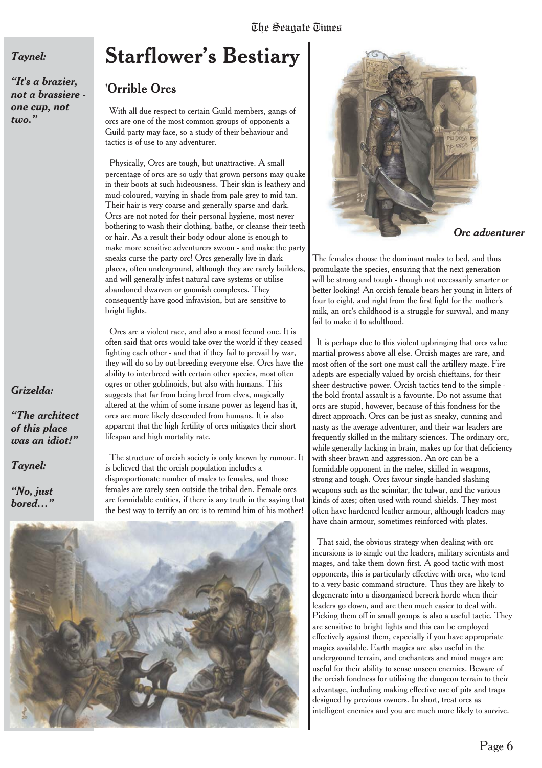*Taynel:*

*"It's a brazier, not a brassiere - one cup, not two."*

# Starflower's Bestiary

## 'Orrible Orcs

With all due respect to certain Guild members, gangs of orcs are one of the most common groups of opponents a Guild party may face, so a study of their behaviour and tactics is of use to any adventurer.

Physically, Orcs are tough, but unattractive. A small percentage of orcs are so ugly that grown persons may quake in their boots at such hideousness. Their skin is leathery and mud-coloured, varying in shade from pale grey to mid tan. Their hair is very coarse and generally sparse and dark. Orcs are not noted for their personal hygiene, most never bothering to wash their clothing, bathe, or cleanse their teeth or hair. As a result their body odour alone is enough to make more sensitive adventurers swoon - and make the party sneaks curse the party orc! Orcs generally live in dark places, often underground, although they are rarely builders, and will generally infest natural cave systems or utilise abandoned dwarven or gnomish complexes. They consequently have good infravision, but are sensitive to bright lights.

Orcs are a violent race, and also a most fecund one. It is often said that orcs would take over the world if they ceased fighting each other - and that if they fail to prevail by war, they will do so by out-breeding everyone else. Orcs have the ability to interbreed with certain other species, most often ogres or other goblinoids, but also with humans. This suggests that far from being bred from elves, magically altered at the whim of some insane power as legend has it, orcs are more likely descended from humans. It is also apparent that the high fertility of orcs mitigates their short lifespan and high mortality rate.

*Grizelda:*

*"The architect of this place was an idiot!"*

*Taynel:*

*"No, just bored…"*

The structure of orcish society is only known by rumour. It is believed that the orcish population includes a disproportionate number of males to females, and those females are rarely seen outside the tribal den. Female orcs are formidable entities, if there is any truth in the saying that the best way to terrify an orc is to remind him of his mother!

***Orc adventurer***

The females choose the dominant males to bed, and thus promulgate the species, ensuring that the next generation will be strong and tough - though not necessarily smarter or better looking! An orcish female bears her young in litters of four to eight, and right from the first fight for the mother's milk, an orc's childhood is a struggle for survival, and many fail to make it to adulthood.

It is perhaps due to this violent upbringing that orcs value martial prowess above all else. Orcish mages are rare, and most often of the sort one must call the artillery mage. Fire adepts are especially valued by orcish chieftains, for their sheer destructive power. Orcish tactics tend to the simple - the bold frontal assault is a favourite. Do not assume that orcs are stupid, however, because of this fondness for the direct approach. Orcs can be just as sneaky, cunning and nasty as the average adventurer, and their war leaders are frequently skilled in the military sciences. The ordinary orc, while generally lacking in brain, makes up for that deficiency with sheer brawn and aggression. An orc can be a formidable opponent in the melee, skilled in weapons, strong and tough. Orcs favour single-handed slashing weapons such as the scimitar, the tulwar, and the various kinds of axes; often used with round shields. They most often have hardened leather armour, although leaders may have chain armour, sometimes reinforced with plates.

That said, the obvious strategy when dealing with orc incursions is to single out the leaders, military scientists and mages, and take them down first. A good tactic with most opponents, this is particularly effective with orcs, who tend to a very basic command structure. Thus they are likely to degenerate into a disorganised berserk horde when their leaders go down, and are then much easier to deal with. Picking them off in small groups is also a useful tactic. They are sensitive to bright lights and this can be employed effectively against them, especially if you have appropriate magics available. Earth magics are also useful in the underground terrain, and enchanters and mind mages are useful for their ability to sense unseen enemies. Beware of the orcish fondness for utilising the dungeon terrain to their advantage, including making effective use of pits and traps designed by previous owners. In short, treat orcs as intelligent enemies and you are much more likely to survive.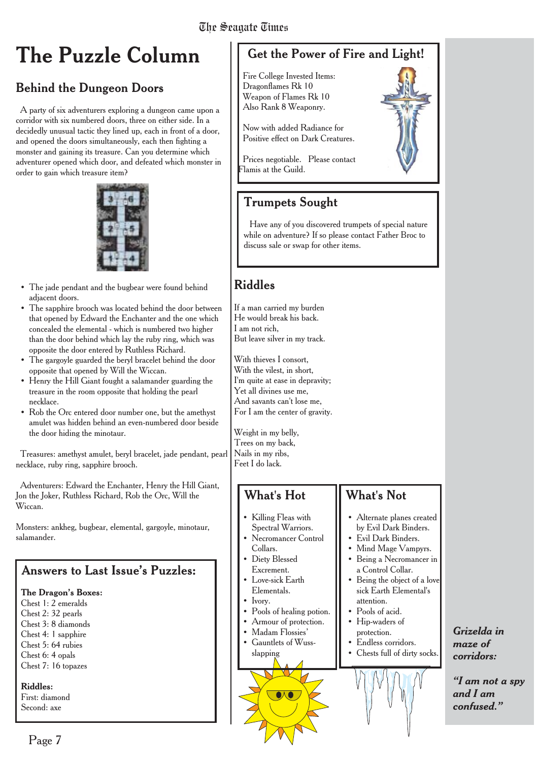# The Puzzle Column

## Behind the Dungeon Doors

A party of six adventurers exploring a dungeon came upon a corridor with six numbered doors, three on either side. In a decidedly unusual tactic they lined up, each in front of a door, and opened the doors simultaneously, each then fighting a monster and gaining its treasure. Can you determine which adventurer opened which door, and defeated which monster in order to gain which treasure item?

- The jade pendant and the bugbear were found behind adjacent doors.
- The sapphire brooch was located behind the door between that opened by Edward the Enchanter and the one which concealed the elemental - which is numbered two higher than the door behind which lay the ruby ring, which was opposite the door entered by Ruthless Richard.
- The gargoyle guarded the beryl bracelet behind the door opposite that opened by Will the Wiccan.
- Henry the Hill Giant fought a salamander guarding the treasure in the room opposite that holding the pearl necklace.
- Rob the Orc entered door number one, but the amethyst amulet was hidden behind an even-numbered door beside the door hiding the minotaur.

Treasures: amethyst amulet, beryl bracelet, jade pendant, pearl necklace, ruby ring, sapphire brooch.

Adventurers: Edward the Enchanter, Henry the Hill Giant, Jon the Joker, Ruthless Richard, Rob the Orc, Will the Wiccan.

Monsters: ankheg, bugbear, elemental, gargoyle, minotaur, salamander.

## Answers to Last Issue's Puzzles:

**The Dragon's Boxes:**
Chest 1: 2 emeralds
Chest 2: 32 pearls
Chest 3: 8 diamonds
Chest 4: 1 sapphire
Chest 5: 64 rubies
Chest 6: 4 opals
Chest 7: 16 topazes

**Riddles:**
First: diamond
Second: axe

## Get the Power of Fire and Light!

Fire College Invested Items:
Dragonflames Rk 10
Weapon of Flames Rk 10
Also Rank 8 Weaponry.

Now with added Radiance for Positive effect on Dark Creatures.

Prices negotiable. Please contact Flamis at the Guild.

## Trumpets Sought

Have any of you discovered trumpets of special nature while on adventure? If so please contact Father Broc to discuss sale or swap for other items.

## Riddles

If a man carried my burden
He would break his back.
I am not rich,
But leave silver in my track.

With thieves I consort,
With the vilest, in short,
I'm quite at ease in depravity;
Yet all divines use me,
And savants can't lose me,
For I am the center of gravity.

Weight in my belly,
Trees on my back,
Nails in my ribs,
Feet I do lack.

## What's Hot

- Killing Fleas with Spectral Warriors.
- Necromancer Control Collars.
- Diety Blessed Excrement.
- Love-sick Earth Elementals.
- Ivory.
- Pools of healing potion.
- Armour of protection.
- Madam Flossies'
- Gauntlets of Wuss-slapping

## What's Not

- Alternate planes created by Evil Dark Binders.
- Evil Dark Binders.
- Mind Mage Vampyrs.
- Being a Necromancer in a Control Collar.
- Being the object of a love sick Earth Elemental's attention.
- Pools of acid.
- Hip-waders of protection.
- Endless corridors.
- Chests full of dirty socks.

***Grizelda in maze of corridors:***

***"I am not a spy and I am confused."***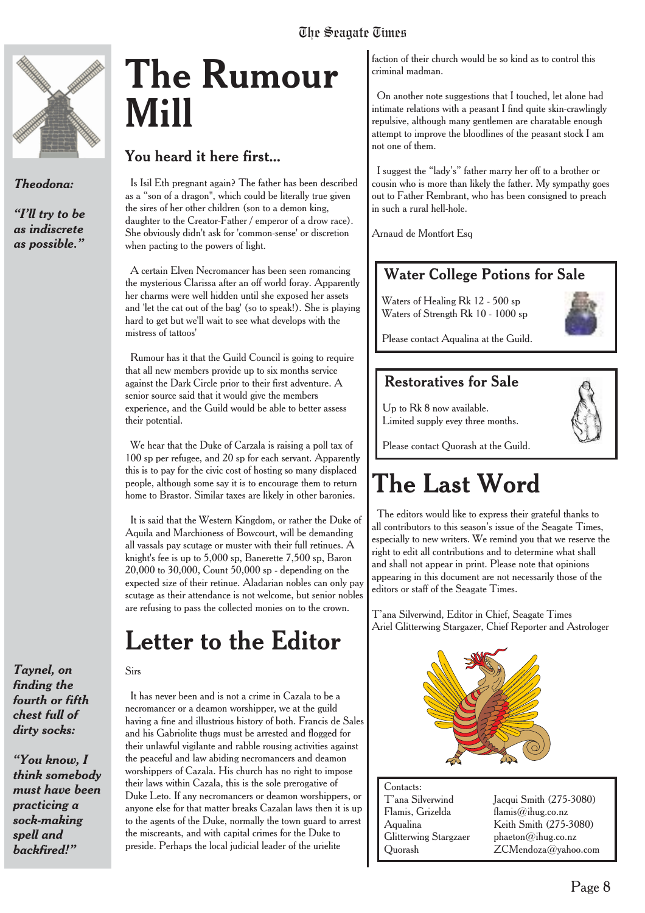*Theodona:*

*"I'll try to be as indiscrete as possible."*

# The Rumour Mill

## You heard it here first...

Is Isil Eth pregnant again? The father has been described as a "son of a dragon", which could be literally true given the sires of her other children (son to a demon king, daughter to the Creator-Father / emperor of a drow race). She obviously didn't ask for 'common-sense' or discretion when pacting to the powers of light.

A certain Elven Necromancer has been seen romancing the mysterious Clarissa after an off world foray. Apparently her charms were well hidden until she exposed her assets and 'let the cat out of the bag' (so to speak!). She is playing hard to get but we'll wait to see what develops with the mistress of tattoos'

Rumour has it that the Guild Council is going to require that all new members provide up to six months service against the Dark Circle prior to their first adventure. A senior source said that it would give the members experience, and the Guild would be able to better assess their potential.

We hear that the Duke of Carzala is raising a poll tax of 100 sp per refugee, and 20 sp for each servant. Apparently this is to pay for the civic cost of hosting so many displaced people, although some say it is to encourage them to return home to Brastor. Similar taxes are likely in other baronies.

It is said that the Western Kingdom, or rather the Duke of Aquila and Marchioness of Bowcourt, will be demanding all vassals pay scutage or muster with their full retinues. A knight's fee is up to 5,000 sp, Banerette 7,500 sp, Baron 20,000 to 30,000, Count 50,000 sp - depending on the expected size of their retinue. Aladarian nobles can only pay scutage as their attendance is not welcome, but senior nobles are refusing to pass the collected monies on to the crown.

# Letter to the Editor

*Taynel, on finding the fourth or fifth chest full of dirty socks:*

*"You know, I think somebody must have been practicing a sock-making spell and backfired!"*

Sirs

It has never been and is not a crime in Cazala to be a necromancer or a deamon worshipper, we at the guild having a fine and illustrious history of both. Francis de Sales and his Gabriolite thugs must be arrested and flogged for their unlawful vigilante and rabble rousing activities against the peaceful and law abiding necromancers and deamon worshippers of Cazala. His church has no right to impose their laws within Cazala, this is the sole prerogative of Duke Leto. If any necromancers or deamon worshippers, or anyone else for that matter breaks Cazalan laws then it is up to the agents of the Duke, normally the town guard to arrest the miscreants, and with capital crimes for the Duke to preside. Perhaps the local judicial leader of the urielite faction of their church would be so kind as to control this criminal madman.

On another note suggestions that I touched, let alone had intimate relations with a peasant I find quite skin-crawlingly repulsive, although many gentlemen are charatable enough attempt to improve the bloodlines of the peasant stock I am not one of them.

I suggest the "lady's" father marry her off to a brother or cousin who is more than likely the father. My sympathy goes out to Father Rembrant, who has been consigned to preach in such a rural hell-hole.

Arnaud de Montfort Esq

## Water College Potions for Sale

Waters of Healing Rk 12 - 500 sp
Waters of Strength Rk 10 - 1000 sp

Please contact Aqualina at the Guild.

## Restoratives for Sale

Up to Rk 8 now available.
Limited supply evey three months.

Please contact Quorash at the Guild.

# The Last Word

The editors would like to express their grateful thanks to all contributors to this season's issue of the Seagate Times, especially to new writers. We remind you that we reserve the right to edit all contributions and to determine what shall and shall not appear in print. Please note that opinions appearing in this document are not necessarily those of the editors or staff of the Seagate Times.

T'ana Silverwind, Editor in Chief, Seagate Times
Ariel Glitterwing Stargazer, Chief Reporter and Astrologer

Contacts:

| | |
|---|---|
| T'ana Silverwind | Jacqui Smith (275-3080) |
| Flamis, Grizelda | flamis@ihug.co.nz |
| Aqualina | Keith Smith (275-3080) |
| Glitterwing Stargzaer | phaeton@ihug.co.nz |
| Quorash | ZCMendoza@yahoo.com |